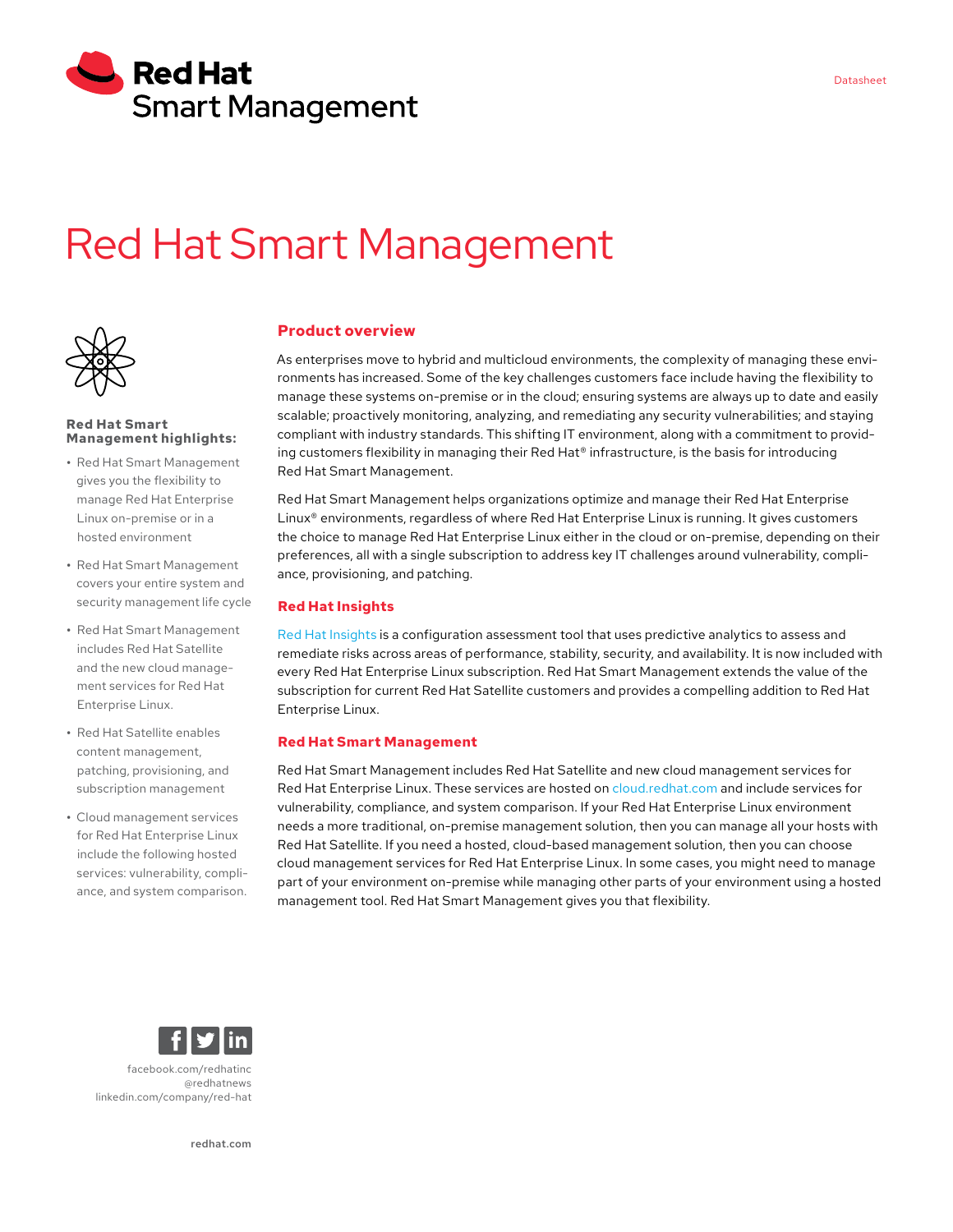# Red Hat Smart Management

**Red Hat Smart Management highlights:**

- Red Hat Smart Management gives you the flexibility to manage Red Hat Enterprise Linux on-premise or in a hosted environment
- Red Hat Smart Management covers your entire system and security management life cycle
- Red Hat Smart Management includes Red Hat Satellite and the new cloud management services for Red Hat Enterprise Linux.
- Red Hat Satellite enables content management, patching, provisioning, and subscription management
- Cloud management services for Red Hat Enterprise Linux include the following hosted services: vulnerability, compliance, and system comparison.

## Product overview

As enterprises move to hybrid and multicloud environments, the complexity of managing these environments has increased. Some of the key challenges customers face include having the flexibility to manage these systems on-premise or in the cloud; ensuring systems are always up to date and easily scalable; proactively monitoring, analyzing, and remediating any security vulnerabilities; and staying compliant with industry standards. This shifting IT environment, along with a commitment to providing customers flexibility in managing their Red Hat® infrastructure, is the basis for introducing Red Hat Smart Management.

Red Hat Smart Management helps organizations optimize and manage their Red Hat Enterprise Linux® environments, regardless of where Red Hat Enterprise Linux is running. It gives customers the choice to manage Red Hat Enterprise Linux either in the cloud or on-premise, depending on their preferences, all with a single subscription to address key IT challenges around vulnerability, compliance, provisioning, and patching.

## Red Hat Insights

Red Hat Insights is a configuration assessment tool that uses predictive analytics to assess and remediate risks across areas of performance, stability, security, and availability. It is now included with every Red Hat Enterprise Linux subscription. Red Hat Smart Management extends the value of the subscription for current Red Hat Satellite customers and provides a compelling addition to Red Hat Enterprise Linux.

## Red Hat Smart Management

Red Hat Smart Management includes Red Hat Satellite and new cloud management services for Red Hat Enterprise Linux. These services are hosted on cloud.redhat.com and include services for vulnerability, compliance, and system comparison. If your Red Hat Enterprise Linux environment needs a more traditional, on-premise management solution, then you can manage all your hosts with Red Hat Satellite. If you need a hosted, cloud-based management solution, then you can choose cloud management services for Red Hat Enterprise Linux. In some cases, you might need to manage part of your environment on-premise while managing other parts of your environment using a hosted management tool. Red Hat Smart Management gives you that flexibility.

facebook.com/redhatinc
@redhatnews
linkedin.com/company/red-hat

redhat.com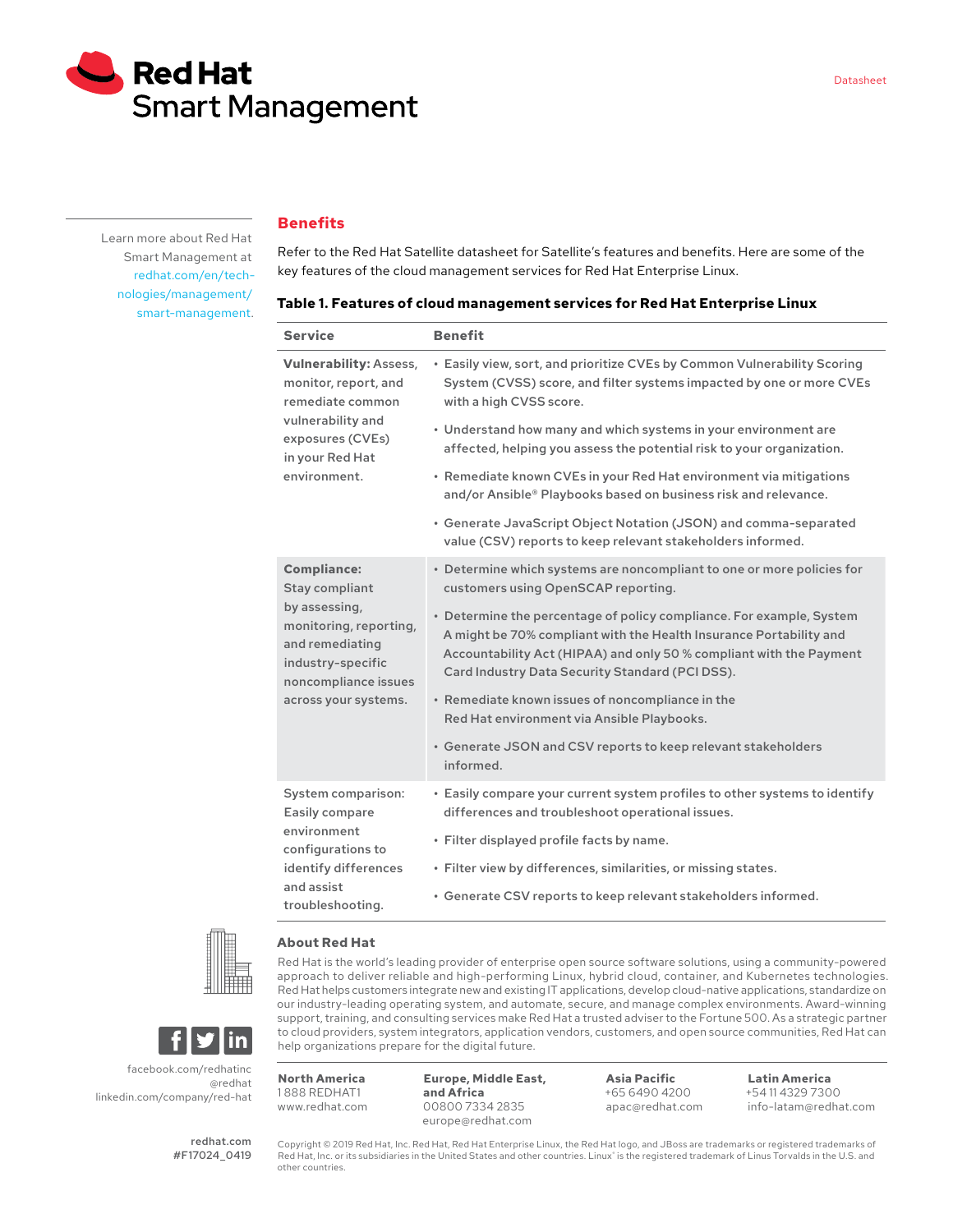## Benefits

Refer to the Red Hat Satellite datasheet for Satellite's features and benefits. Here are some of the key features of the cloud management services for Red Hat Enterprise Linux.

**Table 1. Features of cloud management services for Red Hat Enterprise Linux**

| Service | Benefit |
|---|---|
| **Vulnerability:** Assess, monitor, report, and remediate common vulnerability and exposures (CVEs) in your Red Hat environment. | • Easily view, sort, and prioritize CVEs by Common Vulnerability Scoring System (CVSS) score, and filter systems impacted by one or more CVEs with a high CVSS score.<br>• Understand how many and which systems in your environment are affected, helping you assess the potential risk to your organization.<br>• Remediate known CVEs in your Red Hat environment via mitigations and/or Ansible® Playbooks based on business risk and relevance.<br>• Generate JavaScript Object Notation (JSON) and comma-separated value (CSV) reports to keep relevant stakeholders informed. |
| **Compliance:** Stay compliant by assessing, monitoring, reporting, and remediating industry-specific noncompliance issues across your systems. | • Determine which systems are noncompliant to one or more policies for customers using OpenSCAP reporting.<br>• Determine the percentage of policy compliance. For example, System A might be 70% compliant with the Health Insurance Portability and Accountability Act (HIPAA) and only 50 % compliant with the Payment Card Industry Data Security Standard (PCI DSS).<br>• Remediate known issues of noncompliance in the Red Hat environment via Ansible Playbooks.<br>• Generate JSON and CSV reports to keep relevant stakeholders informed. |
| System comparison: Easily compare environment configurations to identify differences and assist troubleshooting. | • Easily compare your current system profiles to other systems to identify differences and troubleshoot operational issues.<br>• Filter displayed profile facts by name.<br>• Filter view by differences, similarities, or missing states.<br>• Generate CSV reports to keep relevant stakeholders informed. |

Learn more about Red Hat Smart Management at redhat.com/en/technologies/management/smart-management.

### About Red Hat

Red Hat is the world's leading provider of enterprise open source software solutions, using a community-powered approach to deliver reliable and high-performing Linux, hybrid cloud, container, and Kubernetes technologies. Red Hat helps customers integrate new and existing IT applications, develop cloud-native applications, standardize on our industry-leading operating system, and automate, secure, and manage complex environments. Award-winning support, training, and consulting services make Red Hat a trusted adviser to the Fortune 500. As a strategic partner to cloud providers, system integrators, application vendors, customers, and open source communities, Red Hat can help organizations prepare for the digital future.

facebook.com/redhatinc
@redhat
linkedin.com/company/red-hat

**North America**
1 888 REDHAT1
www.redhat.com

**Europe, Middle East, and Africa**
00800 7334 2835
europe@redhat.com

**Asia Pacific**
+65 6490 4200
apac@redhat.com

**Latin America**
+54 11 4329 7300
info-latam@redhat.com

redhat.com
#F17024_0419

Copyright © 2019 Red Hat, Inc. Red Hat, Red Hat Enterprise Linux, the Red Hat logo, and JBoss are trademarks or registered trademarks of Red Hat, Inc. or its subsidiaries in the United States and other countries. Linux® is the registered trademark of Linus Torvalds in the U.S. and other countries.